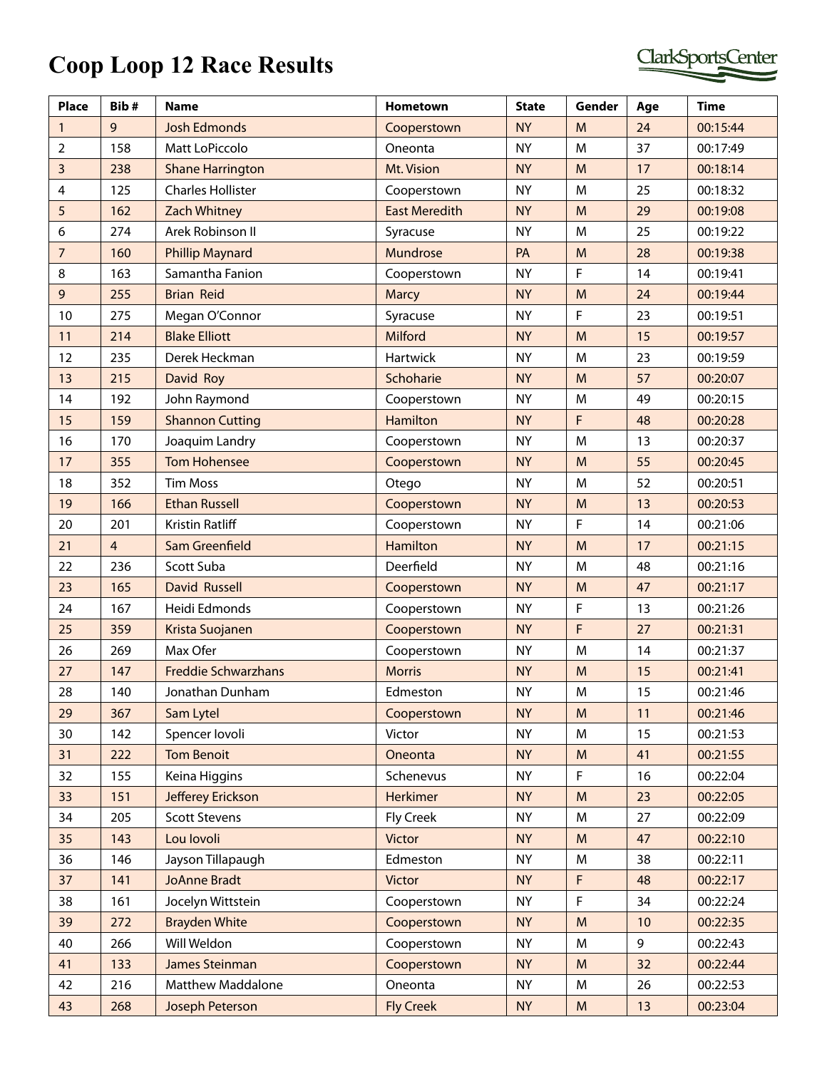# Coop Loop 12 Race Results

ClarkSportsCenter

| Place | Bib # | Name | Hometown | State | Gender | Age | Time |
|---|---|---|---|---|---|---|---|
| 1 | 9 | Josh Edmonds | Cooperstown | NY | M | 24 | 00:15:44 |
| 2 | 158 | Matt LoPiccolo | Oneonta | NY | M | 37 | 00:17:49 |
| 3 | 238 | Shane Harrington | Mt. Vision | NY | M | 17 | 00:18:14 |
| 4 | 125 | Charles Hollister | Cooperstown | NY | M | 25 | 00:18:32 |
| 5 | 162 | Zach Whitney | East Meredith | NY | M | 29 | 00:19:08 |
| 6 | 274 | Arek Robinson II | Syracuse | NY | M | 25 | 00:19:22 |
| 7 | 160 | Phillip Maynard | Mundrose | PA | M | 28 | 00:19:38 |
| 8 | 163 | Samantha Fanion | Cooperstown | NY | F | 14 | 00:19:41 |
| 9 | 255 | Brian Reid | Marcy | NY | M | 24 | 00:19:44 |
| 10 | 275 | Megan O'Connor | Syracuse | NY | F | 23 | 00:19:51 |
| 11 | 214 | Blake Elliott | Milford | NY | M | 15 | 00:19:57 |
| 12 | 235 | Derek Heckman | Hartwick | NY | M | 23 | 00:19:59 |
| 13 | 215 | David Roy | Schoharie | NY | M | 57 | 00:20:07 |
| 14 | 192 | John Raymond | Cooperstown | NY | M | 49 | 00:20:15 |
| 15 | 159 | Shannon Cutting | Hamilton | NY | F | 48 | 00:20:28 |
| 16 | 170 | Joaquim Landry | Cooperstown | NY | M | 13 | 00:20:37 |
| 17 | 355 | Tom Hohensee | Cooperstown | NY | M | 55 | 00:20:45 |
| 18 | 352 | Tim Moss | Otego | NY | M | 52 | 00:20:51 |
| 19 | 166 | Ethan Russell | Cooperstown | NY | M | 13 | 00:20:53 |
| 20 | 201 | Kristin Ratliff | Cooperstown | NY | F | 14 | 00:21:06 |
| 21 | 4 | Sam Greenfield | Hamilton | NY | M | 17 | 00:21:15 |
| 22 | 236 | Scott Suba | Deerfield | NY | M | 48 | 00:21:16 |
| 23 | 165 | David Russell | Cooperstown | NY | M | 47 | 00:21:17 |
| 24 | 167 | Heidi Edmonds | Cooperstown | NY | F | 13 | 00:21:26 |
| 25 | 359 | Krista Suojanen | Cooperstown | NY | F | 27 | 00:21:31 |
| 26 | 269 | Max Ofer | Cooperstown | NY | M | 14 | 00:21:37 |
| 27 | 147 | Freddie Schwarzhans | Morris | NY | M | 15 | 00:21:41 |
| 28 | 140 | Jonathan Dunham | Edmeston | NY | M | 15 | 00:21:46 |
| 29 | 367 | Sam Lytel | Cooperstown | NY | M | 11 | 00:21:46 |
| 30 | 142 | Spencer Iovoli | Victor | NY | M | 15 | 00:21:53 |
| 31 | 222 | Tom Benoit | Oneonta | NY | M | 41 | 00:21:55 |
| 32 | 155 | Keina Higgins | Schenevus | NY | F | 16 | 00:22:04 |
| 33 | 151 | Jefferey Erickson | Herkimer | NY | M | 23 | 00:22:05 |
| 34 | 205 | Scott Stevens | Fly Creek | NY | M | 27 | 00:22:09 |
| 35 | 143 | Lou Iovoli | Victor | NY | M | 47 | 00:22:10 |
| 36 | 146 | Jayson Tillapaugh | Edmeston | NY | M | 38 | 00:22:11 |
| 37 | 141 | JoAnne Bradt | Victor | NY | F | 48 | 00:22:17 |
| 38 | 161 | Jocelyn Wittstein | Cooperstown | NY | F | 34 | 00:22:24 |
| 39 | 272 | Brayden White | Cooperstown | NY | M | 10 | 00:22:35 |
| 40 | 266 | Will Weldon | Cooperstown | NY | M | 9 | 00:22:43 |
| 41 | 133 | James Steinman | Cooperstown | NY | M | 32 | 00:22:44 |
| 42 | 216 | Matthew Maddalone | Oneonta | NY | M | 26 | 00:22:53 |
| 43 | 268 | Joseph Peterson | Fly Creek | NY | M | 13 | 00:23:04 |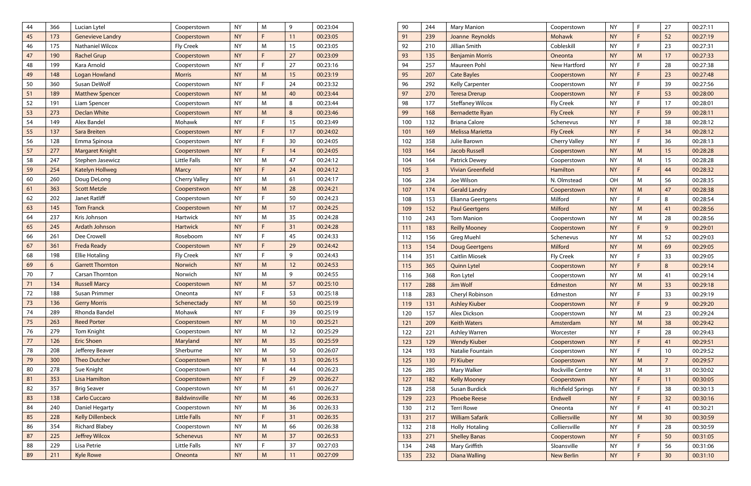| | | | | | | | |
|---|---|---|---|---|---|---|---|
| 44 | 366 | Lucian Lytel | Cooperstown | NY | M | 9 | 00:23:04 |
| 45 | 173 | Genevieve Landry | Cooperstown | NY | F | 11 | 00:23:05 |
| 46 | 175 | Nathaniel Wilcox | Fly Creek | NY | M | 15 | 00:23:05 |
| 47 | 190 | Rachel Grup | Cooperstown | NY | F | 27 | 00:23:09 |
| 48 | 199 | Kara Arnold | Cooperstown | NY | F | 27 | 00:23:16 |
| 49 | 148 | Logan Howland | Morris | NY | M | 15 | 00:23:19 |
| 50 | 360 | Susan DeWolf | Cooperstown | NY | F | 24 | 00:23:32 |
| 51 | 189 | Matthew Spencer | Cooperstown | NY | M | 40 | 00:23:44 |
| 52 | 191 | Liam Spencer | Cooperstown | NY | M | 8 | 00:23:44 |
| 53 | 273 | Declan White | Cooperstown | NY | M | 8 | 00:23:46 |
| 54 | 149 | Alex Bandel | Mohawk | NY | F | 15 | 00:23:49 |
| 55 | 137 | Sara Breiten | Cooperstown | NY | F | 17 | 00:24:02 |
| 56 | 128 | Emma Spinosa | Cooperstown | NY | F | 30 | 00:24:05 |
| 57 | 277 | Margaret Knight | Cooperstown | NY | F | 14 | 00:24:05 |
| 58 | 247 | Stephen Jasewicz | Little Falls | NY | M | 47 | 00:24:12 |
| 59 | 254 | Katelyn Hollweg | Marcy | NY | F | 24 | 00:24:12 |
| 60 | 260 | Doug DeLong | Cherry Valley | NY | M | 61 | 00:24:17 |
| 61 | 363 | Scott Metzle | Cooperstwon | NY | M | 28 | 00:24:21 |
| 62 | 202 | Janet Ratliff | Cooperstown | NY | F | 50 | 00:24:23 |
| 63 | 145 | Tom Franck | Cooperstown | NY | M | 17 | 00:24:25 |
| 64 | 237 | Kris Johnson | Hartwick | NY | M | 35 | 00:24:28 |
| 65 | 245 | Ardath Johnson | Hartwick | NY | F | 31 | 00:24:28 |
| 66 | 261 | Dee Crowell | Roseboom | NY | F | 45 | 00:24:33 |
| 67 | 361 | Freda Ready | Cooperstown | NY | F | 29 | 00:24:42 |
| 68 | 198 | Ellie Hotaling | Fly Creek | NY | F | 9 | 00:24:43 |
| 69 | 6 | Garrett Thornton | Norwich | NY | M | 12 | 00:24:53 |
| 70 | 7 | Carsan Thornton | Norwich | NY | M | 9 | 00:24:55 |
| 71 | 134 | Russell Marcy | Cooperstown | NY | M | 57 | 00:25:10 |
| 72 | 188 | Susan Primmer | Oneonta | NY | F | 53 | 00:25:18 |
| 73 | 136 | Gerry Morris | Schenectady | NY | M | 50 | 00:25:19 |
| 74 | 289 | Rhonda Bandel | Mohawk | NY | F | 39 | 00:25:19 |
| 75 | 263 | Reed Porter | Cooperstown | NY | M | 10 | 00:25:21 |
| 76 | 279 | Tom Knight | Cooperstown | NY | M | 12 | 00:25:29 |
| 77 | 126 | Eric Shoen | Maryland | NY | M | 35 | 00:25:59 |
| 78 | 208 | Jefferey Beaver | Sherburne | NY | M | 50 | 00:26:07 |
| 79 | 300 | Theo Dutcher | Cooperstown | NY | M | 13 | 00:26:15 |
| 80 | 278 | Sue Knight | Cooperstown | NY | F | 44 | 00:26:23 |
| 81 | 353 | Lisa Hamilton | Cooperstown | NY | F | 29 | 00:26:27 |
| 82 | 357 | Brig Seaver | Cooperstown | NY | M | 61 | 00:26:27 |
| 83 | 138 | Carlo Cuccaro | Baldwinsville | NY | M | 46 | 00:26:33 |
| 84 | 240 | Daniel Hegarty | Cooperstown | NY | M | 36 | 00:26:33 |
| 85 | 228 | Kelly Dillenbeck | Little Falls | NY | F | 31 | 00:26:35 |
| 86 | 354 | Richard Blabey | Cooperstown | NY | M | 66 | 00:26:38 |
| 87 | 225 | Jeffrey Wilcox | Schenevus | NY | M | 37 | 00:26:53 |
| 88 | 229 | Lisa Petrie | Little Falls | NY | F | 37 | 00:27:03 |
| 89 | 211 | Kyle Rowe | Oneonta | NY | M | 11 | 00:27:09 |
| 90 | 244 | Mary Manion | Cooperstown | NY | F | 27 | 00:27:11 |
| 91 | 239 | Joanne Reynolds | Mohawk | NY | F | 52 | 00:27:19 |
| 92 | 210 | Jillian Smith | Cobleskill | NY | F | 23 | 00:27:31 |
| 93 | 135 | Benjamin Morris | Oneonta | NY | M | 17 | 00:27:33 |
| 94 | 257 | Maureen Pohl | New Hartford | NY | F | 28 | 00:27:38 |
| 95 | 207 | Cate Bayles | Cooperstown | NY | F | 23 | 00:27:48 |
| 96 | 292 | Kelly Carpenter | Cooperstown | NY | F | 39 | 00:27:56 |
| 97 | 270 | Teresa Drerup | Cooperstown | NY | F | 53 | 00:28:00 |
| 98 | 177 | Steffaney Wilcox | Fly Creek | NY | F | 17 | 00:28:01 |
| 99 | 168 | Bernadette Ryan | Fly Creek | NY | F | 59 | 00:28:11 |
| 100 | 132 | Briana Calore | Schenevus | NY | F | 38 | 00:28:12 |
| 101 | 169 | Melissa Marietta | Fly Creek | NY | F | 34 | 00:28:12 |
| 102 | 358 | Julie Barown | Cherry Valley | NY | F | 36 | 00:28:13 |
| 103 | 164 | Jacob Russell | Cooperstown | NY | M | 15 | 00:28:28 |
| 104 | 164 | Patrick Dewey | Cooperstown | NY | M | 15 | 00:28:28 |
| 105 | 3 | Vivian Greenfield | Hamilton | NY | F | 44 | 00:28:32 |
| 106 | 234 | Joe Wilson | N. Olmstead | OH | M | 56 | 00:28:35 |
| 107 | 174 | Gerald Landry | Cooperstown | NY | M | 47 | 00:28:38 |
| 108 | 153 | Elianna Geertgens | Milford | NY | F | 8 | 00:28:54 |
| 109 | 152 | Paul Geertgens | Milford | NY | M | 41 | 00:28:56 |
| 110 | 243 | Tom Manion | Cooperstown | NY | M | 28 | 00:28:56 |
| 111 | 183 | Reilly Mooney | Cooperstown | NY | F | 9 | 00:29:01 |
| 112 | 156 | Greg Muehl | Schenevus | NY | M | 52 | 00:29:03 |
| 113 | 154 | Doug Geertgens | Milford | NY | M | 69 | 00:29:05 |
| 114 | 351 | Caitlin Miosek | Fly Creek | NY | F | 33 | 00:29:05 |
| 115 | 365 | Quinn Lytel | Cooperstown | NY | F | 8 | 00:29:14 |
| 116 | 368 | Ron Lytel | Cooperstown | NY | M | 41 | 00:29:14 |
| 117 | 288 | Jim Wolf | Edmeston | NY | M | 33 | 00:29:18 |
| 118 | 283 | Cheryl Robinson | Edmeston | NY | F | 33 | 00:29:19 |
| 119 | 131 | Ashley Kiuber | Cooperstown | NY | F | 9 | 00:29:20 |
| 120 | 157 | Alex Dickson | Cooperstown | NY | M | 23 | 00:29:24 |
| 121 | 209 | Keith Waters | Amsterdam | NY | M | 38 | 00:29:42 |
| 122 | 221 | Ashley Warren | Worcester | NY | F | 28 | 00:29:43 |
| 123 | 129 | Wendy Kiuber | Cooperstown | NY | F | 41 | 00:29:51 |
| 124 | 193 | Natalie Fountain | Cooperstown | NY | F | 10 | 00:29:52 |
| 125 | 130 | PJ Kiuber | Cooperstown | NY | M | 7 | 00:29:57 |
| 126 | 285 | Mary Walker | Rockville Centre | NY | M | 31 | 00:30:02 |
| 127 | 182 | Kelly Mooney | Cooperstown | NY | F | 11 | 00:30:05 |
| 128 | 258 | Susan Burdick | Richfield Springs | NY | F | 38 | 00:30:13 |
| 129 | 223 | Phoebe Reese | Endwell | NY | F | 32 | 00:30:16 |
| 130 | 212 | Terri Rowe | Oneonta | NY | F | 41 | 00:30:21 |
| 131 | 217 | William Safarik | Colliersville | NY | M | 30 | 00:30:59 |
| 132 | 218 | Holly Hotaling | Colliersville | NY | F | 28 | 00:30:59 |
| 133 | 271 | Shelley Banas | Cooperstown | NY | F | 50 | 00:31:05 |
| 134 | 248 | Mary Griffith | Sloansville | NY | F | 56 | 00:31:06 |
| 135 | 232 | Diana Walling | New Berlin | NY | F | 30 | 00:31:10 |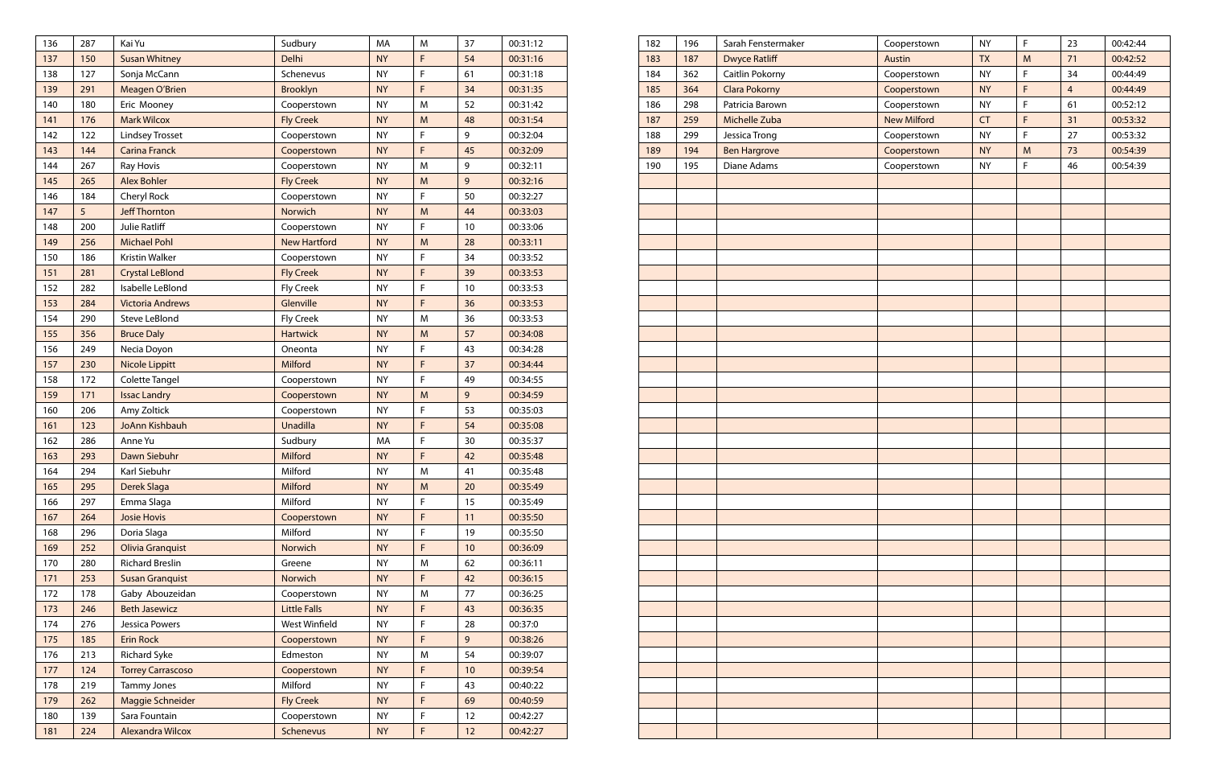| | | | | | | | |
|---|---|---|---|---|---|---|---|
| 136 | 287 | Kai Yu | Sudbury | MA | M | 37 | 00:31:12 |
| 137 | 150 | Susan Whitney | Delhi | NY | F | 54 | 00:31:16 |
| 138 | 127 | Sonja McCann | Schenevus | NY | F | 61 | 00:31:18 |
| 139 | 291 | Meagen O'Brien | Brooklyn | NY | F | 34 | 00:31:35 |
| 140 | 180 | Eric Mooney | Cooperstown | NY | M | 52 | 00:31:42 |
| 141 | 176 | Mark Wilcox | Fly Creek | NY | M | 48 | 00:31:54 |
| 142 | 122 | Lindsey Trosset | Cooperstown | NY | F | 9 | 00:32:04 |
| 143 | 144 | Carina Franck | Cooperstown | NY | F | 45 | 00:32:09 |
| 144 | 267 | Ray Hovis | Cooperstown | NY | M | 9 | 00:32:11 |
| 145 | 265 | Alex Bohler | Fly Creek | NY | M | 9 | 00:32:16 |
| 146 | 184 | Cheryl Rock | Cooperstown | NY | F | 50 | 00:32:27 |
| 147 | 5 | Jeff Thornton | Norwich | NY | M | 44 | 00:33:03 |
| 148 | 200 | Julie Ratliff | Cooperstown | NY | F | 10 | 00:33:06 |
| 149 | 256 | Michael Pohl | New Hartford | NY | M | 28 | 00:33:11 |
| 150 | 186 | Kristin Walker | Cooperstown | NY | F | 34 | 00:33:52 |
| 151 | 281 | Crystal LeBlond | Fly Creek | NY | F | 39 | 00:33:53 |
| 152 | 282 | Isabelle LeBlond | Fly Creek | NY | F | 10 | 00:33:53 |
| 153 | 284 | Victoria Andrews | Glenville | NY | F | 36 | 00:33:53 |
| 154 | 290 | Steve LeBlond | Fly Creek | NY | M | 36 | 00:33:53 |
| 155 | 356 | Bruce Daly | Hartwick | NY | M | 57 | 00:34:08 |
| 156 | 249 | Necia Doyon | Oneonta | NY | F | 43 | 00:34:28 |
| 157 | 230 | Nicole Lippitt | Milford | NY | F | 37 | 00:34:44 |
| 158 | 172 | Colette Tangel | Cooperstown | NY | F | 49 | 00:34:55 |
| 159 | 171 | Issac Landry | Cooperstown | NY | M | 9 | 00:34:59 |
| 160 | 206 | Amy Zoltick | Cooperstown | NY | F | 53 | 00:35:03 |
| 161 | 123 | JoAnn Kishbauh | Unadilla | NY | F | 54 | 00:35:08 |
| 162 | 286 | Anne Yu | Sudbury | MA | F | 30 | 00:35:37 |
| 163 | 293 | Dawn Siebuhr | Milford | NY | F | 42 | 00:35:48 |
| 164 | 294 | Karl Siebuhr | Milford | NY | M | 41 | 00:35:48 |
| 165 | 295 | Derek Slaga | Milford | NY | M | 20 | 00:35:49 |
| 166 | 297 | Emma Slaga | Milford | NY | F | 15 | 00:35:49 |
| 167 | 264 | Josie Hovis | Cooperstown | NY | F | 11 | 00:35:50 |
| 168 | 296 | Doria Slaga | Milford | NY | F | 19 | 00:35:50 |
| 169 | 252 | Olivia Granquist | Norwich | NY | F | 10 | 00:36:09 |
| 170 | 280 | Richard Breslin | Greene | NY | M | 62 | 00:36:11 |
| 171 | 253 | Susan Granquist | Norwich | NY | F | 42 | 00:36:15 |
| 172 | 178 | Gaby Abouzeidan | Cooperstown | NY | M | 77 | 00:36:25 |
| 173 | 246 | Beth Jasewicz | Little Falls | NY | F | 43 | 00:36:35 |
| 174 | 276 | Jessica Powers | West Winfield | NY | F | 28 | 00:37:0 |
| 175 | 185 | Erin Rock | Cooperstown | NY | F | 9 | 00:38:26 |
| 176 | 213 | Richard Syke | Edmeston | NY | M | 54 | 00:39:07 |
| 177 | 124 | Torrey Carrascoso | Cooperstown | NY | F | 10 | 00:39:54 |
| 178 | 219 | Tammy Jones | Milford | NY | F | 43 | 00:40:22 |
| 179 | 262 | Maggie Schneider | Fly Creek | NY | F | 69 | 00:40:59 |
| 180 | 139 | Sara Fountain | Cooperstown | NY | F | 12 | 00:42:27 |
| 181 | 224 | Alexandra Wilcox | Schenevus | NY | F | 12 | 00:42:27 |
| 182 | 196 | Sarah Fenstermaker | Cooperstown | NY | F | 23 | 00:42:44 |
| 183 | 187 | Dwyce Ratliff | Austin | TX | M | 71 | 00:42:52 |
| 184 | 362 | Caitlin Pokorny | Cooperstown | NY | F | 34 | 00:44:49 |
| 185 | 364 | Clara Pokorny | Cooperstown | NY | F | 4 | 00:44:49 |
| 186 | 298 | Patricia Barown | Cooperstown | NY | F | 61 | 00:52:12 |
| 187 | 259 | Michelle Zuba | New Milford | CT | F | 31 | 00:53:32 |
| 188 | 299 | Jessica Trong | Cooperstown | NY | F | 27 | 00:53:32 |
| 189 | 194 | Ben Hargrove | Cooperstown | NY | M | 73 | 00:54:39 |
| 190 | 195 | Diane Adams | Cooperstown | NY | F | 46 | 00:54:39 |